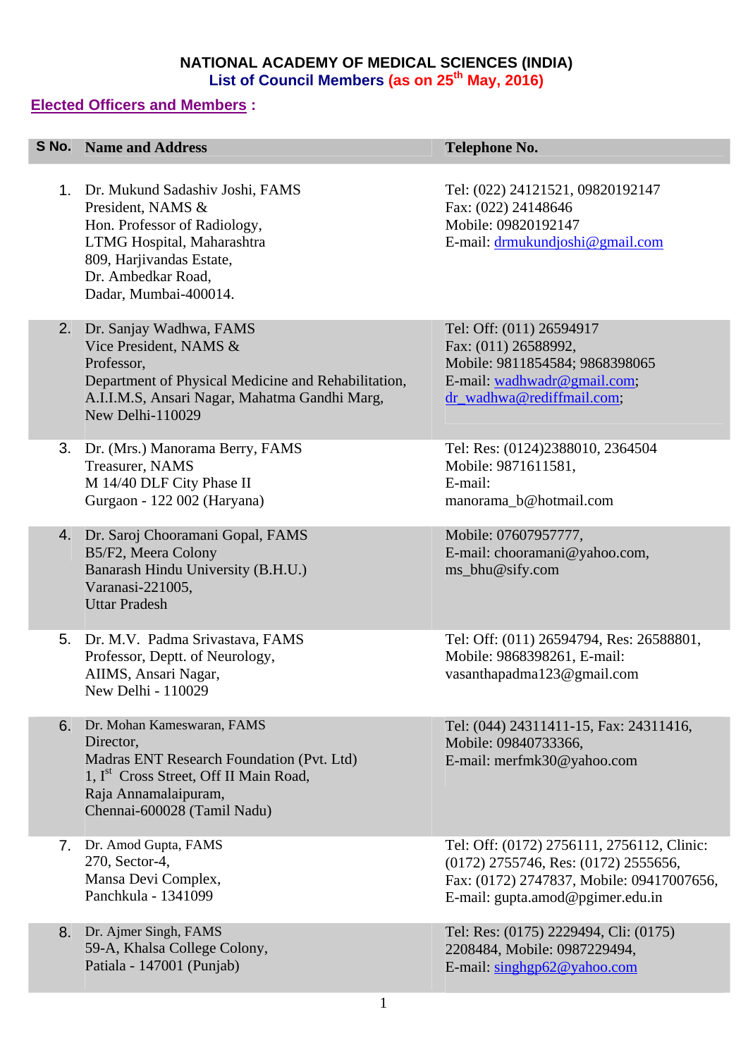# NATIONAL ACADEMY OF MEDICAL SCIENCES (INDIA)

## List of Council Members (as on 25th May, 2016)

### Elected Officers and Members :

| S No. | Name and Address | Telephone No. |
|---|---|---|
| 1. | Dr. Mukund Sadashiv Joshi, FAMS<br>President, NAMS &<br>Hon. Professor of Radiology,<br>LTMG Hospital, Maharashtra<br>809, Harjivandas Estate,<br>Dr. Ambedkar Road,<br>Dadar, Mumbai-400014. | Tel: (022) 24121521, 09820192147<br>Fax: (022) 24148646<br>Mobile: 09820192147<br>E-mail: drmukundjoshi@gmail.com |
| 2. | Dr. Sanjay Wadhwa, FAMS<br>Vice President, NAMS &<br>Professor,<br>Department of Physical Medicine and Rehabilitation,<br>A.I.I.M.S, Ansari Nagar, Mahatma Gandhi Marg,<br>New Delhi-110029 | Tel: Off: (011) 26594917<br>Fax: (011) 26588992,<br>Mobile: 9811854584; 9868398065<br>E-mail: wadhwadr@gmail.com;<br>dr_wadhwa@rediffmail.com; |
| 3. | Dr. (Mrs.) Manorama Berry, FAMS<br>Treasurer, NAMS<br>M 14/40 DLF City Phase II<br>Gurgaon - 122 002 (Haryana) | Tel: Res: (0124)2388010, 2364504<br>Mobile: 9871611581,<br>E-mail:<br>manorama_b@hotmail.com |
| 4. | Dr. Saroj Chooramani Gopal, FAMS<br>B5/F2, Meera Colony<br>Banarash Hindu University (B.H.U.)<br>Varanasi-221005,<br>Uttar Pradesh | Mobile: 07607957777,<br>E-mail: chooramani@yahoo.com,<br>ms_bhu@sify.com |
| 5. | Dr. M.V. Padma Srivastava, FAMS<br>Professor, Deptt. of Neurology,<br>AIIMS, Ansari Nagar,<br>New Delhi - 110029 | Tel: Off: (011) 26594794, Res: 26588801,<br>Mobile: 9868398261, E-mail:<br>vasanthapadma123@gmail.com |
| 6. | Dr. Mohan Kameswaran, FAMS<br>Director,<br>Madras ENT Research Foundation (Pvt. Ltd)<br>1, Ist Cross Street, Off II Main Road,<br>Raja Annamalaipuram,<br>Chennai-600028 (Tamil Nadu) | Tel: (044) 24311411-15, Fax: 24311416,<br>Mobile: 09840733366,<br>E-mail: merfmk30@yahoo.com |
| 7. | Dr. Amod Gupta, FAMS<br>270, Sector-4,<br>Mansa Devi Complex,<br>Panchkula - 1341099 | Tel: Off: (0172) 2756111, 2756112, Clinic:<br>(0172) 2755746, Res: (0172) 2555656,<br>Fax: (0172) 2747837, Mobile: 09417007656,<br>E-mail: gupta.amod@pgimer.edu.in |
| 8. | Dr. Ajmer Singh, FAMS<br>59-A, Khalsa College Colony,<br>Patiala - 147001 (Punjab) | Tel: Res: (0175) 2229494, Cli: (0175)<br>2208484, Mobile: 0987229494,<br>E-mail: singhgp62@yahoo.com |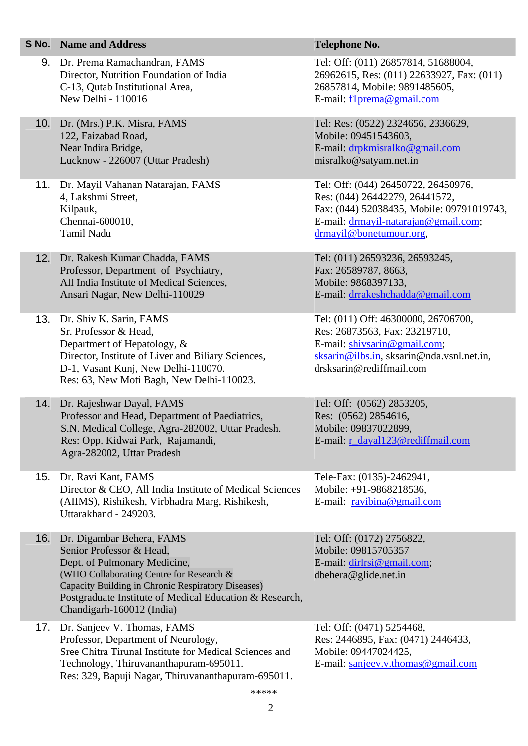| S No. | Name and Address | Telephone No. |
|---|---|---|
| 9. | Dr. Prema Ramachandran, FAMS<br>Director, Nutrition Foundation of India<br>C-13, Qutab Institutional Area,<br>New Delhi - 110016 | Tel: Off: (011) 26857814, 51688004, 26962615, Res: (011) 22633927, Fax: (011) 26857814, Mobile: 9891485605,<br>E-mail: f1prema@gmail.com |
| 10. | Dr. (Mrs.) P.K. Misra, FAMS<br>122, Faizabad Road,<br>Near Indira Bridge,<br>Lucknow - 226007 (Uttar Pradesh) | Tel: Res: (0522) 2324656, 2336629,<br>Mobile: 09451543603,<br>E-mail: drpkmisralko@gmail.com<br>misralko@satyam.net.in |
| 11. | Dr. Mayil Vahanan Natarajan, FAMS<br>4, Lakshmi Street,<br>Kilpauk,<br>Chennai-600010,<br>Tamil Nadu | Tel: Off: (044) 26450722, 26450976,<br>Res: (044) 26442279, 26441572,<br>Fax: (044) 52038435, Mobile: 09791019743,<br>E-mail: drmayil-natarajan@gmail.com;<br>drmayil@bonetumour.org, |
| 12. | Dr. Rakesh Kumar Chadda, FAMS<br>Professor, Department of Psychiatry,<br>All India Institute of Medical Sciences,<br>Ansari Nagar, New Delhi-110029 | Tel: (011) 26593236, 26593245,<br>Fax: 26589787, 8663,<br>Mobile: 9868397133,<br>E-mail: drrakeshchadda@gmail.com |
| 13. | Dr. Shiv K. Sarin, FAMS<br>Sr. Professor & Head,<br>Department of Hepatology, &<br>Director, Institute of Liver and Biliary Sciences,<br>D-1, Vasant Kunj, New Delhi-110070.<br>Res: 63, New Moti Bagh, New Delhi-110023. | Tel: (011) Off: 46300000, 26706700,<br>Res: 26873563, Fax: 23219710,<br>E-mail: shivsarin@gmail.com;<br>sksarin@ilbs.in, sksarin@nda.vsnl.net.in,<br>drsksarin@rediffmail.com |
| 14. | Dr. Rajeshwar Dayal, FAMS<br>Professor and Head, Department of Paediatrics,<br>S.N. Medical College, Agra-282002, Uttar Pradesh.<br>Res: Opp. Kidwai Park, Rajamandi,<br>Agra-282002, Uttar Pradesh | Tel: Off: (0562) 2853205,<br>Res: (0562) 2854616,<br>Mobile: 09837022899,<br>E-mail: r_dayal123@rediffmail.com |
| 15. | Dr. Ravi Kant, FAMS<br>Director & CEO, All India Institute of Medical Sciences (AIIMS), Rishikesh, Virbhadra Marg, Rishikesh,<br>Uttarakhand - 249203. | Tele-Fax: (0135)-2462941,<br>Mobile: +91-9868218536,<br>E-mail: ravibina@gmail.com |
| 16. | Dr. Digambar Behera, FAMS<br>Senior Professor & Head,<br>Dept. of Pulmonary Medicine,<br>(WHO Collaborating Centre for Research &<br>Capacity Building in Chronic Respiratory Diseases)<br>Postgraduate Institute of Medical Education & Research,<br>Chandigarh-160012 (India) | Tel: Off: (0172) 2756822,<br>Mobile: 09815705357<br>E-mail: dirlrsi@gmail.com;<br>dbehera@glide.net.in |
| 17. | Dr. Sanjeev V. Thomas, FAMS<br>Professor, Department of Neurology,<br>Sree Chitra Tirunal Institute for Medical Sciences and Technology, Thiruvananthapuram-695011.<br>Res: 329, Bapuji Nagar, Thiruvananthapuram-695011. | Tel: Off: (0471) 5254468,<br>Res: 2446895, Fax: (0471) 2446433,<br>Mobile: 09447024425,<br>E-mail: sanjeev.v.thomas@gmail.com |

*****